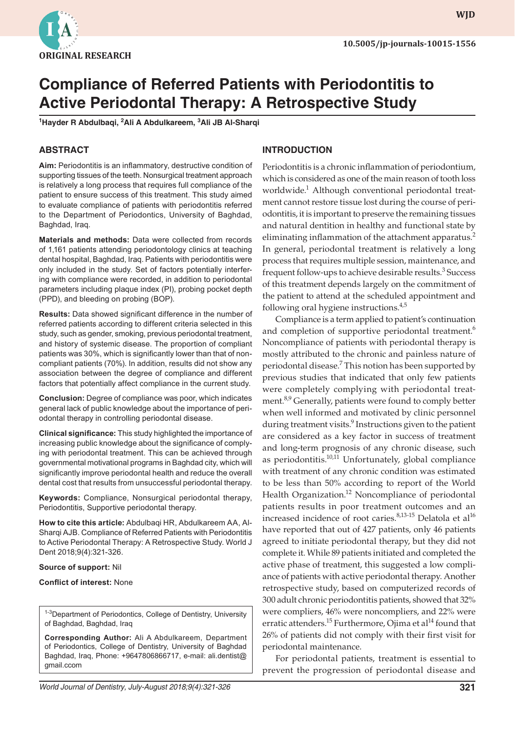ORIGINAL RESEARCH

10.5005/jp-journals-10015-1556

# Compliance of Referred Patients with Periodontitis to Active Periodontal Therapy: A Retrospective Study

[1]Hayder R Abdulbaqi, [2]Ali A Abdulkareem, [3]Ali JB Al-Sharqi

## ABSTRACT

**Aim:** Periodontitis is an inflammatory, destructive condition of supporting tissues of the teeth. Nonsurgical treatment approach is relatively a long process that requires full compliance of the patient to ensure success of this treatment. This study aimed to evaluate compliance of patients with periodontitis referred to the Department of Periodontics, University of Baghdad, Baghdad, Iraq.

**Materials and methods:** Data were collected from records of 1,161 patients attending periodontology clinics at teaching dental hospital, Baghdad, Iraq. Patients with periodontitis were only included in the study. Set of factors potentially interfering with compliance were recorded, in addition to periodontal parameters including plaque index (PI), probing pocket depth (PPD), and bleeding on probing (BOP).

**Results:** Data showed significant difference in the number of referred patients according to different criteria selected in this study, such as gender, smoking, previous periodontal treatment, and history of systemic disease. The proportion of compliant patients was 30%, which is significantly lower than that of noncompliant patients (70%). In addition, results did not show any association between the degree of compliance and different factors that potentially affect compliance in the current study.

**Conclusion:** Degree of compliance was poor, which indicates general lack of public knowledge about the importance of periodontal therapy in controlling periodontal disease.

**Clinical significance:** This study highlighted the importance of increasing public knowledge about the significance of complying with periodontal treatment. This can be achieved through governmental motivational programs in Baghdad city, which will significantly improve periodontal health and reduce the overall dental cost that results from unsuccessful periodontal therapy.

**Keywords:** Compliance, Nonsurgical periodontal therapy, Periodontitis, Supportive periodontal therapy.

**How to cite this article:** Abdulbaqi HR, Abdulkareem AA, Al-Sharqi AJB. Compliance of Referred Patients with Periodontitis to Active Periodontal Therapy: A Retrospective Study. World J Dent 2018;9(4):321-326.

**Source of support:** Nil

**Conflict of interest:** None

[1-3]Department of Periodontics, College of Dentistry, University of Baghdad, Baghdad, Iraq

**Corresponding Author:** Ali A Abdulkareem, Department of Periodontics, College of Dentistry, University of Baghdad Baghdad, Iraq, Phone: +9647806866717, e-mail: ali.dentist@gmail.ccom

## INTRODUCTION

Periodontitis is a chronic inflammation of periodontium, which is considered as one of the main reason of tooth loss worldwide.[1] Although conventional periodontal treatment cannot restore tissue lost during the course of periodontitis, it is important to preserve the remaining tissues and natural dentition in healthy and functional state by eliminating inflammation of the attachment apparatus.[2] In general, periodontal treatment is relatively a long process that requires multiple session, maintenance, and frequent follow-ups to achieve desirable results.[3] Success of this treatment depends largely on the commitment of the patient to attend at the scheduled appointment and following oral hygiene instructions.[4,5]

Compliance is a term applied to patient's continuation and completion of supportive periodontal treatment.[6] Noncompliance of patients with periodontal therapy is mostly attributed to the chronic and painless nature of periodontal disease.[7] This notion has been supported by previous studies that indicated that only few patients were completely complying with periodontal treatment.[8,9] Generally, patients were found to comply better when well informed and motivated by clinic personnel during treatment visits.[9] Instructions given to the patient are considered as a key factor in success of treatment and long-term prognosis of any chronic disease, such as periodontitis.[10,11] Unfortunately, global compliance with treatment of any chronic condition was estimated to be less than 50% according to report of the World Health Organization.[12] Noncompliance of periodontal patients results in poor treatment outcomes and an increased incidence of root caries.[8,13-15] Delatola et al[16] have reported that out of 427 patients, only 46 patients agreed to initiate periodontal therapy, but they did not complete it. While 89 patients initiated and completed the active phase of treatment, this suggested a low compliance of patients with active periodontal therapy. Another retrospective study, based on computerized records of 300 adult chronic periodontitis patients, showed that 32% were compliers, 46% were noncompliers, and 22% were erratic attenders.[15] Furthermore, Ojima et al[14] found that 26% of patients did not comply with their first visit for periodontal maintenance.

For periodontal patients, treatment is essential to prevent the progression of periodontal disease and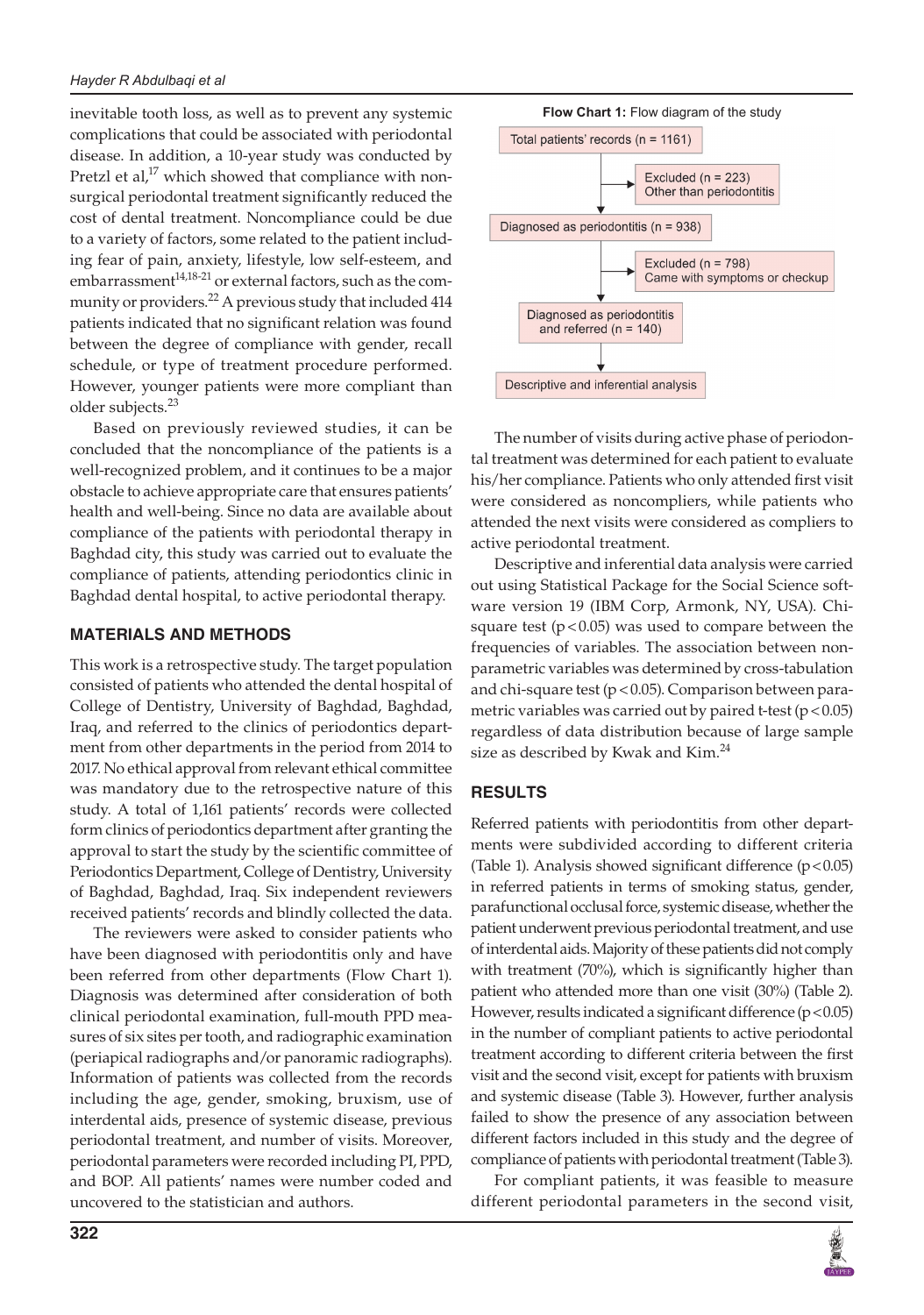inevitable tooth loss, as well as to prevent any systemic complications that could be associated with periodontal disease. In addition, a 10-year study was conducted by Pretzl et al,[17] which showed that compliance with nonsurgical periodontal treatment significantly reduced the cost of dental treatment. Noncompliance could be due to a variety of factors, some related to the patient including fear of pain, anxiety, lifestyle, low self-esteem, and embarrassment[14,18-21] or external factors, such as the community or providers.[22] A previous study that included 414 patients indicated that no significant relation was found between the degree of compliance with gender, recall schedule, or type of treatment procedure performed. However, younger patients were more compliant than older subjects.[23]

Based on previously reviewed studies, it can be concluded that the noncompliance of the patients is a well-recognized problem, and it continues to be a major obstacle to achieve appropriate care that ensures patients' health and well-being. Since no data are available about compliance of the patients with periodontal therapy in Baghdad city, this study was carried out to evaluate the compliance of patients, attending periodontics clinic in Baghdad dental hospital, to active periodontal therapy.

## MATERIALS AND METHODS

This work is a retrospective study. The target population consisted of patients who attended the dental hospital of College of Dentistry, University of Baghdad, Baghdad, Iraq, and referred to the clinics of periodontics department from other departments in the period from 2014 to 2017. No ethical approval from relevant ethical committee was mandatory due to the retrospective nature of this study. A total of 1,161 patients' records were collected form clinics of periodontics department after granting the approval to start the study by the scientific committee of Periodontics Department, College of Dentistry, University of Baghdad, Baghdad, Iraq. Six independent reviewers received patients' records and blindly collected the data.

The reviewers were asked to consider patients who have been diagnosed with periodontitis only and have been referred from other departments (Flow Chart 1). Diagnosis was determined after consideration of both clinical periodontal examination, full-mouth PPD measures of six sites per tooth, and radiographic examination (periapical radiographs and/or panoramic radiographs). Information of patients was collected from the records including the age, gender, smoking, bruxism, use of interdental aids, presence of systemic disease, previous periodontal treatment, and number of visits. Moreover, periodontal parameters were recorded including PI, PPD, and BOP. All patients' names were number coded and uncovered to the statistician and authors.

**Flow Chart 1:** Flow diagram of the study

- Total patients' records (n = 1161)
  - Excluded (n = 223) Other than periodontitis
- Diagnosed as periodontitis (n = 938)
  - Excluded (n = 798) Came with symptoms or checkup
- Diagnosed as periodontitis and referred (n = 140)
- Descriptive and inferential analysis

The number of visits during active phase of periodontal treatment was determined for each patient to evaluate his/her compliance. Patients who only attended first visit were considered as noncompliers, while patients who attended the next visits were considered as compliers to active periodontal treatment.

Descriptive and inferential data analysis were carried out using Statistical Package for the Social Science software version 19 (IBM Corp, Armonk, NY, USA). Chi-square test ($p < 0.05$) was used to compare between the frequencies of variables. The association between nonparametric variables was determined by cross-tabulation and chi-square test ($p < 0.05$). Comparison between parametric variables was carried out by paired t-test ($p < 0.05$) regardless of data distribution because of large sample size as described by Kwak and Kim.[24]

## RESULTS

Referred patients with periodontitis from other departments were subdivided according to different criteria (Table 1). Analysis showed significant difference ($p < 0.05$) in referred patients in terms of smoking status, gender, parafunctional occlusal force, systemic disease, whether the patient underwent previous periodontal treatment, and use of interdental aids. Majority of these patients did not comply with treatment (70%), which is significantly higher than patient who attended more than one visit (30%) (Table 2). However, results indicated a significant difference ($p < 0.05$) in the number of compliant patients to active periodontal treatment according to different criteria between the first visit and the second visit, except for patients with bruxism and systemic disease (Table 3). However, further analysis failed to show the presence of any association between different factors included in this study and the degree of compliance of patients with periodontal treatment (Table 3).

For compliant patients, it was feasible to measure different periodontal parameters in the second visit,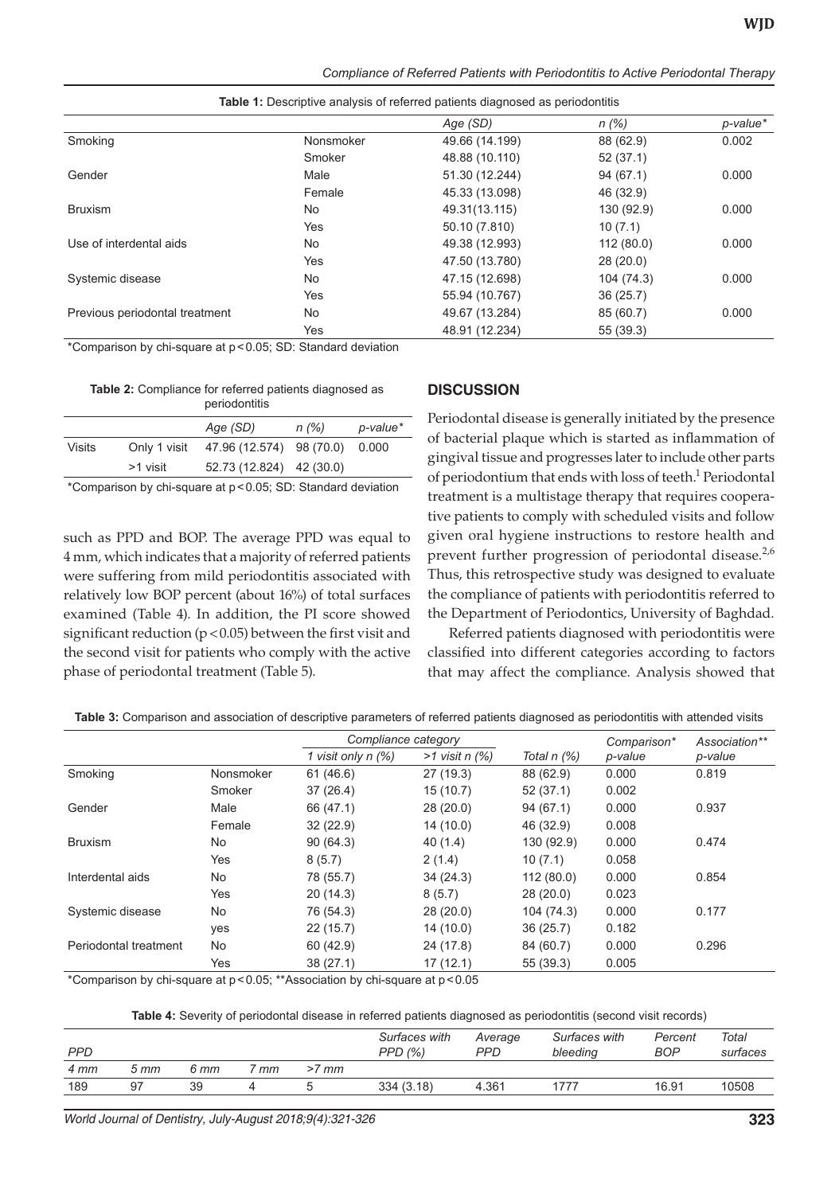**Table 1:** Descriptive analysis of referred patients diagnosed as periodontitis

| | | Age (SD) | n (%) | p-value* |
|---|---|---|---|---|
| Smoking | Nonsmoker | 49.66 (14.199) | 88 (62.9) | 0.002 |
| | Smoker | 48.88 (10.110) | 52 (37.1) | |
| Gender | Male | 51.30 (12.244) | 94 (67.1) | 0.000 |
| | Female | 45.33 (13.098) | 46 (32.9) | |
| Bruxism | No | 49.31(13.115) | 130 (92.9) | 0.000 |
| | Yes | 50.10 (7.810) | 10 (7.1) | |
| Use of interdental aids | No | 49.38 (12.993) | 112 (80.0) | 0.000 |
| | Yes | 47.50 (13.780) | 28 (20.0) | |
| Systemic disease | No | 47.15 (12.698) | 104 (74.3) | 0.000 |
| | Yes | 55.94 (10.767) | 36 (25.7) | |
| Previous periodontal treatment | No | 49.67 (13.284) | 85 (60.7) | 0.000 |
| | Yes | 48.91 (12.234) | 55 (39.3) | |

*Comparison by chi-square at $p < 0.05$; SD: Standard deviation

**Table 2:** Compliance for referred patients diagnosed as periodontitis

| | | Age (SD) | n (%) | p-value* |
|---|---|---|---|---|
| Visits | Only 1 visit | 47.96 (12.574) | 98 (70.0) | 0.000 |
| | >1 visit | 52.73 (12.824) | 42 (30.0) | |

*Comparison by chi-square at $p < 0.05$; SD: Standard deviation

such as PPD and BOP. The average PPD was equal to 4 mm, which indicates that a majority of referred patients were suffering from mild periodontitis associated with relatively low BOP percent (about 16%) of total surfaces examined (Table 4). In addition, the PI score showed significant reduction ($p < 0.05$) between the first visit and the second visit for patients who comply with the active phase of periodontal treatment (Table 5).

## DISCUSSION

Periodontal disease is generally initiated by the presence of bacterial plaque which is started as inflammation of gingival tissue and progresses later to include other parts of periodontium that ends with loss of teeth.[1] Periodontal treatment is a multistage therapy that requires cooperative patients to comply with scheduled visits and follow given oral hygiene instructions to restore health and prevent further progression of periodontal disease.[2,6] Thus, this retrospective study was designed to evaluate the compliance of patients with periodontitis referred to the Department of Periodontics, University of Baghdad.

Referred patients diagnosed with periodontitis were classified into different categories according to factors that may affect the compliance. Analysis showed that

**Table 3:** Comparison and association of descriptive parameters of referred patients diagnosed as periodontitis with attended visits

| | | Compliance category | | | Comparison* | Association** |
|---|---|---|---|---|---|---|
| | | 1 visit only n (%) | >1 visit n (%) | Total n (%) | p-value | p-value |
| Smoking | Nonsmoker | 61 (46.6) | 27 (19.3) | 88 (62.9) | 0.000 | 0.819 |
| | Smoker | 37 (26.4) | 15 (10.7) | 52 (37.1) | 0.002 | |
| Gender | Male | 66 (47.1) | 28 (20.0) | 94 (67.1) | 0.000 | 0.937 |
| | Female | 32 (22.9) | 14 (10.0) | 46 (32.9) | 0.008 | |
| Bruxism | No | 90 (64.3) | 40 (1.4) | 130 (92.9) | 0.000 | 0.474 |
| | Yes | 8 (5.7) | 2 (1.4) | 10 (7.1) | 0.058 | |
| Interdental aids | No | 78 (55.7) | 34 (24.3) | 112 (80.0) | 0.000 | 0.854 |
| | Yes | 20 (14.3) | 8 (5.7) | 28 (20.0) | 0.023 | |
| Systemic disease | No | 76 (54.3) | 28 (20.0) | 104 (74.3) | 0.000 | 0.177 |
| | yes | 22 (15.7) | 14 (10.0) | 36 (25.7) | 0.182 | |
| Periodontal treatment | No | 60 (42.9) | 24 (17.8) | 84 (60.7) | 0.000 | 0.296 |
| | Yes | 38 (27.1) | 17 (12.1) | 55 (39.3) | 0.005 | |

*Comparison by chi-square at $p < 0.05$; **Association by chi-square at $p < 0.05$

**Table 4:** Severity of periodontal disease in referred patients diagnosed as periodontitis (second visit records)

| PPD | | | | | Surfaces with PPD (%) | Average PPD | Surfaces with bleeding | Percent BOP | Total surfaces |
|---|---|---|---|---|---|---|---|---|---|
| 4 mm | 5 mm | 6 mm | 7 mm | >7 mm | | | | | |
| 189 | 97 | 39 | 4 | 5 | 334 (3.18) | 4.361 | 1777 | 16.91 | 10508 |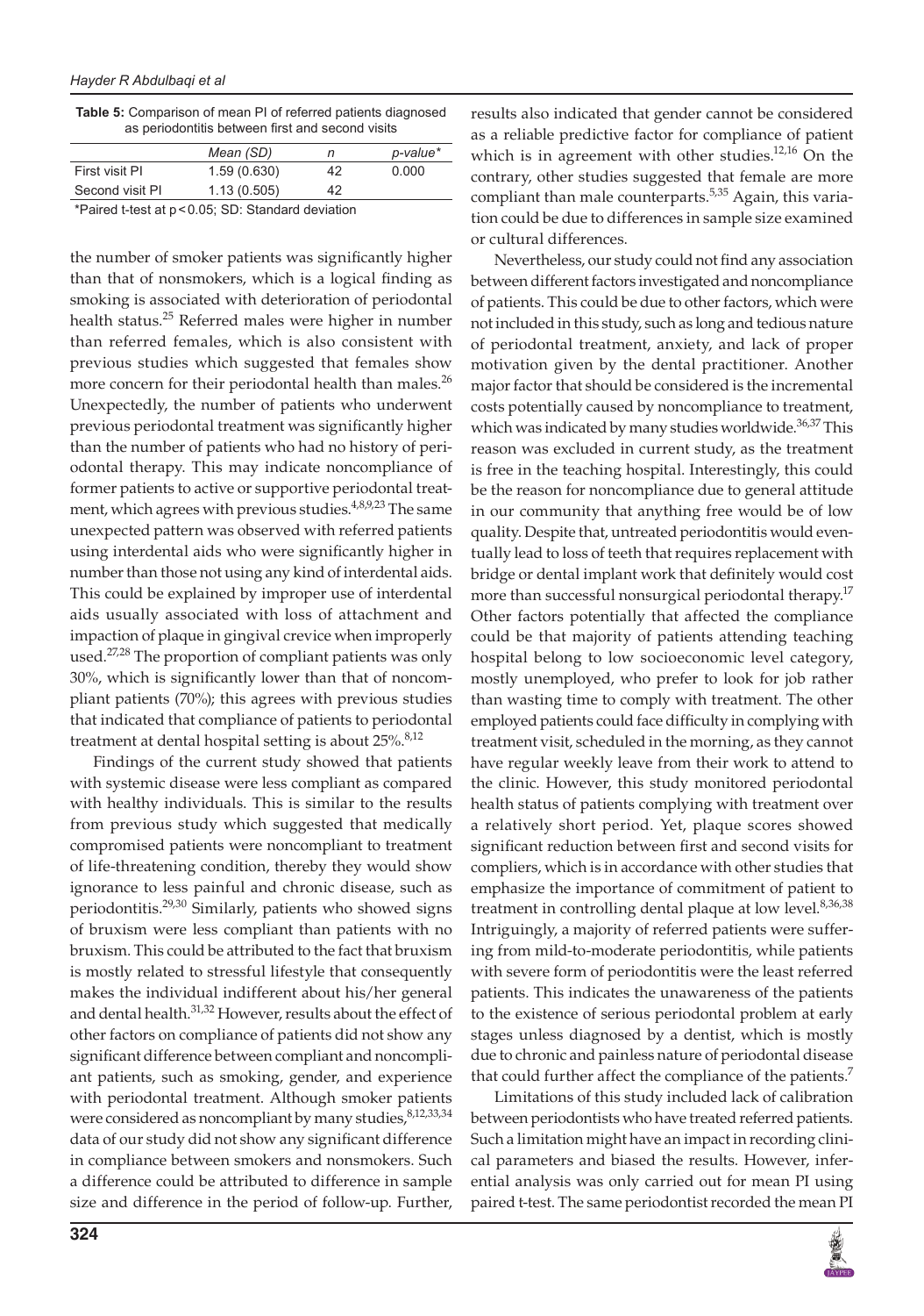**Table 5:** Comparison of mean PI of referred patients diagnosed as periodontitis between first and second visits

| | *Mean (SD)* | *n* | *p-value** |
|---|---|---|---|
| First visit PI | 1.59 (0.630) | 42 | 0.000 |
| Second visit PI | 1.13 (0.505) | 42 | |

*Paired t-test at $p < 0.05$; SD: Standard deviation

the number of smoker patients was significantly higher than that of nonsmokers, which is a logical finding as smoking is associated with deterioration of periodontal health status.[25] Referred males were higher in number than referred females, which is also consistent with previous studies which suggested that females show more concern for their periodontal health than males.[26] Unexpectedly, the number of patients who underwent previous periodontal treatment was significantly higher than the number of patients who had no history of periodontal therapy. This may indicate noncompliance of former patients to active or supportive periodontal treatment, which agrees with previous studies.[4,8,9,23] The same unexpected pattern was observed with referred patients using interdental aids who were significantly higher in number than those not using any kind of interdental aids. This could be explained by improper use of interdental aids usually associated with loss of attachment and impaction of plaque in gingival crevice when improperly used.[27,28] The proportion of compliant patients was only 30%, which is significantly lower than that of noncompliant patients (70%); this agrees with previous studies that indicated that compliance of patients to periodontal treatment at dental hospital setting is about 25%.[8,12]

Findings of the current study showed that patients with systemic disease were less compliant as compared with healthy individuals. This is similar to the results from previous study which suggested that medically compromised patients were noncompliant to treatment of life-threatening condition, thereby they would show ignorance to less painful and chronic disease, such as periodontitis.[29,30] Similarly, patients who showed signs of bruxism were less compliant than patients with no bruxism. This could be attributed to the fact that bruxism is mostly related to stressful lifestyle that consequently makes the individual indifferent about his/her general and dental health.[31,32] However, results about the effect of other factors on compliance of patients did not show any significant difference between compliant and noncompliant patients, such as smoking, gender, and experience with periodontal treatment. Although smoker patients were considered as noncompliant by many studies,[8,12,33,34] data of our study did not show any significant difference in compliance between smokers and nonsmokers. Such a difference could be attributed to difference in sample size and difference in the period of follow-up. Further, results also indicated that gender cannot be considered as a reliable predictive factor for compliance of patient which is in agreement with other studies.[12,16] On the contrary, other studies suggested that female are more compliant than male counterparts.[5,35] Again, this variation could be due to differences in sample size examined or cultural differences.

Nevertheless, our study could not find any association between different factors investigated and noncompliance of patients. This could be due to other factors, which were not included in this study, such as long and tedious nature of periodontal treatment, anxiety, and lack of proper motivation given by the dental practitioner. Another major factor that should be considered is the incremental costs potentially caused by noncompliance to treatment, which was indicated by many studies worldwide.[36,37] This reason was excluded in current study, as the treatment is free in the teaching hospital. Interestingly, this could be the reason for noncompliance due to general attitude in our community that anything free would be of low quality. Despite that, untreated periodontitis would eventually lead to loss of teeth that requires replacement with bridge or dental implant work that definitely would cost more than successful nonsurgical periodontal therapy.[17] Other factors potentially that affected the compliance could be that majority of patients attending teaching hospital belong to low socioeconomic level category, mostly unemployed, who prefer to look for job rather than wasting time to comply with treatment. The other employed patients could face difficulty in complying with treatment visit, scheduled in the morning, as they cannot have regular weekly leave from their work to attend to the clinic. However, this study monitored periodontal health status of patients complying with treatment over a relatively short period. Yet, plaque scores showed significant reduction between first and second visits for compliers, which is in accordance with other studies that emphasize the importance of commitment of patient to treatment in controlling dental plaque at low level.[8,36,38] Intriguingly, a majority of referred patients were suffering from mild-to-moderate periodontitis, while patients with severe form of periodontitis were the least referred patients. This indicates the unawareness of the patients to the existence of serious periodontal problem at early stages unless diagnosed by a dentist, which is mostly due to chronic and painless nature of periodontal disease that could further affect the compliance of the patients.[7]

Limitations of this study included lack of calibration between periodontists who have treated referred patients. Such a limitation might have an impact in recording clinical parameters and biased the results. However, inferential analysis was only carried out for mean PI using paired t-test. The same periodontist recorded the mean PI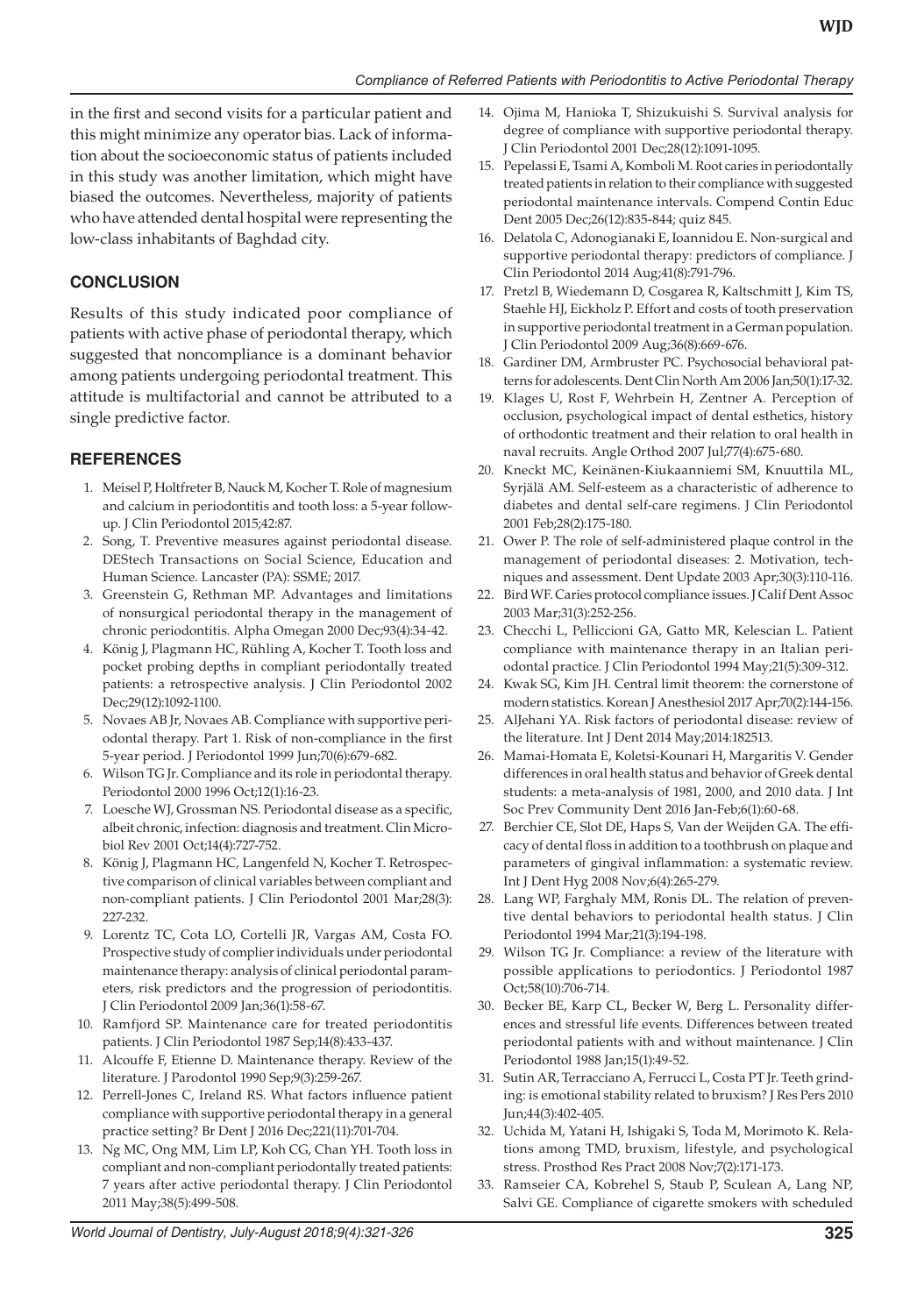in the first and second visits for a particular patient and this might minimize any operator bias. Lack of information about the socioeconomic status of patients included in this study was another limitation, which might have biased the outcomes. Nevertheless, majority of patients who have attended dental hospital were representing the low-class inhabitants of Baghdad city.

## CONCLUSION

Results of this study indicated poor compliance of patients with active phase of periodontal therapy, which suggested that noncompliance is a dominant behavior among patients undergoing periodontal treatment. This attitude is multifactorial and cannot be attributed to a single predictive factor.

## REFERENCES

1. Meisel P, Holtfreter B, Nauck M, Kocher T. Role of magnesium and calcium in periodontitis and tooth loss: a 5-year follow-up. J Clin Periodontol 2015;42:87.
2. Song, T. Preventive measures against periodontal disease. DEStech Transactions on Social Science, Education and Human Science. Lancaster (PA): SSME; 2017.
3. Greenstein G, Rethman MP. Advantages and limitations of nonsurgical periodontal therapy in the management of chronic periodontitis. Alpha Omegan 2000 Dec;93(4):34-42.
4. König J, Plagmann HC, Rühling A, Kocher T. Tooth loss and pocket probing depths in compliant periodontally treated patients: a retrospective analysis. J Clin Periodontol 2002 Dec;29(12):1092-1100.
5. Novaes AB Jr, Novaes AB. Compliance with supportive periodontal therapy. Part 1. Risk of non-compliance in the first 5-year period. J Periodontol 1999 Jun;70(6):679-682.
6. Wilson TG Jr. Compliance and its role in periodontal therapy. Periodontol 2000 1996 Oct;12(1):16-23.
7. Loesche WJ, Grossman NS. Periodontal disease as a specific, albeit chronic, infection: diagnosis and treatment. Clin Microbiol Rev 2001 Oct;14(4):727-752.
8. König J, Plagmann HC, Langenfeld N, Kocher T. Retrospective comparison of clinical variables between compliant and non-compliant patients. J Clin Periodontol 2001 Mar;28(3):227-232.
9. Lorentz TC, Cota LO, Cortelli JR, Vargas AM, Costa FO. Prospective study of complier individuals under periodontal maintenance therapy: analysis of clinical periodontal parameters, risk predictors and the progression of periodontitis. J Clin Periodontol 2009 Jan;36(1):58-67.
10. Ramfjord SP. Maintenance care for treated periodontitis patients. J Clin Periodontol 1987 Sep;14(8):433-437.
11. Alcouffe F, Etienne D. Maintenance therapy. Review of the literature. J Parodontol 1990 Sep;9(3):259-267.
12. Perrell-Jones C, Ireland RS. What factors influence patient compliance with supportive periodontal therapy in a general practice setting? Br Dent J 2016 Dec;221(11):701-704.
13. Ng MC, Ong MM, Lim LP, Koh CG, Chan YH. Tooth loss in compliant and non-compliant periodontally treated patients: 7 years after active periodontal therapy. J Clin Periodontol 2011 May;38(5):499-508.
14. Ojima M, Hanioka T, Shizukuishi S. Survival analysis for degree of compliance with supportive periodontal therapy. J Clin Periodontol 2001 Dec;28(12):1091-1095.
15. Pepelassi E, Tsami A, Komboli M. Root caries in periodontally treated patients in relation to their compliance with suggested periodontal maintenance intervals. Compend Contin Educ Dent 2005 Dec;26(12):835-844; quiz 845.
16. Delatola C, Adonogianaki E, Ioannidou E. Non-surgical and supportive periodontal therapy: predictors of compliance. J Clin Periodontol 2014 Aug;41(8):791-796.
17. Pretzl B, Wiedemann D, Cosgarea R, Kaltschmitt J, Kim TS, Staehle HJ, Eickholz P. Effort and costs of tooth preservation in supportive periodontal treatment in a German population. J Clin Periodontol 2009 Aug;36(8):669-676.
18. Gardiner DM, Armbruster PC. Psychosocial behavioral patterns for adolescents. Dent Clin North Am 2006 Jan;50(1):17-32.
19. Klages U, Rost F, Wehrbein H, Zentner A. Perception of occlusion, psychological impact of dental esthetics, history of orthodontic treatment and their relation to oral health in naval recruits. Angle Orthod 2007 Jul;77(4):675-680.
20. Kneckt MC, Keinänen-Kiukaanniemi SM, Knuuttila ML, Syrjälä AM. Self-esteem as a characteristic of adherence to diabetes and dental self-care regimens. J Clin Periodontol 2001 Feb;28(2):175-180.
21. Ower P. The role of self-administered plaque control in the management of periodontal diseases: 2. Motivation, techniques and assessment. Dent Update 2003 Apr;30(3):110-116.
22. Bird WF. Caries protocol compliance issues. J Calif Dent Assoc 2003 Mar;31(3):252-256.
23. Checchi L, Pelliccioni GA, Gatto MR, Kelescian L. Patient compliance with maintenance therapy in an Italian periodontal practice. J Clin Periodontol 1994 May;21(5):309-312.
24. Kwak SG, Kim JH. Central limit theorem: the cornerstone of modern statistics. Korean J Anesthesiol 2017 Apr;70(2):144-156.
25. AlJehani YA. Risk factors of periodontal disease: review of the literature. Int J Dent 2014 May;2014:182513.
26. Mamai-Homata E, Koletsi-Kounari H, Margaritis V. Gender differences in oral health status and behavior of Greek dental students: a meta-analysis of 1981, 2000, and 2010 data. J Int Soc Prev Community Dent 2016 Jan-Feb;6(1):60-68.
27. Berchier CE, Slot DE, Haps S, Van der Weijden GA. The efficacy of dental floss in addition to a toothbrush on plaque and parameters of gingival inflammation: a systematic review. Int J Dent Hyg 2008 Nov;6(4):265-279.
28. Lang WP, Farghaly MM, Ronis DL. The relation of preventive dental behaviors to periodontal health status. J Clin Periodontol 1994 Mar;21(3):194-198.
29. Wilson TG Jr. Compliance: a review of the literature with possible applications to periodontics. J Periodontol 1987 Oct;58(10):706-714.
30. Becker BE, Karp CL, Becker W, Berg L. Personality differences and stressful life events. Differences between treated periodontal patients with and without maintenance. J Clin Periodontol 1988 Jan;15(1):49-52.
31. Sutin AR, Terracciano A, Ferrucci L, Costa PT Jr. Teeth grinding: is emotional stability related to bruxism? J Res Pers 2010 Jun;44(3):402-405.
32. Uchida M, Yatani H, Ishigaki S, Toda M, Morimoto K. Relations among TMD, bruxism, lifestyle, and psychological stress. Prosthod Res Pract 2008 Nov;7(2):171-173.
33. Ramseier CA, Kobrehel S, Staub P, Sculean A, Lang NP, Salvi GE. Compliance of cigarette smokers with scheduled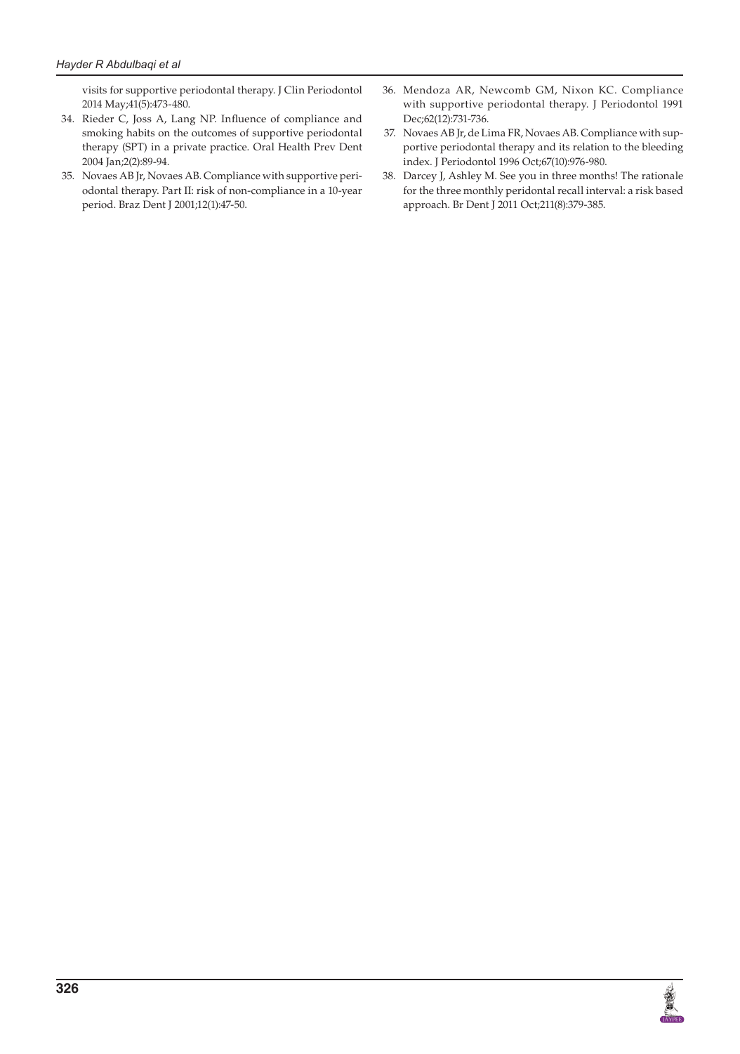visits for supportive periodontal therapy. J Clin Periodontol 2014 May;41(5):473-480.

34. Rieder C, Joss A, Lang NP. Influence of compliance and smoking habits on the outcomes of supportive periodontal therapy (SPT) in a private practice. Oral Health Prev Dent 2004 Jan;2(2):89-94.
35. Novaes AB Jr, Novaes AB. Compliance with supportive periodontal therapy. Part II: risk of non-compliance in a 10-year period. Braz Dent J 2001;12(1):47-50.
36. Mendoza AR, Newcomb GM, Nixon KC. Compliance with supportive periodontal therapy. J Periodontol 1991 Dec;62(12):731-736.
37. Novaes AB Jr, de Lima FR, Novaes AB. Compliance with supportive periodontal therapy and its relation to the bleeding index. J Periodontol 1996 Oct;67(10):976-980.
38. Darcey J, Ashley M. See you in three months! The rationale for the three monthly peridontal recall interval: a risk based approach. Br Dent J 2011 Oct;211(8):379-385.